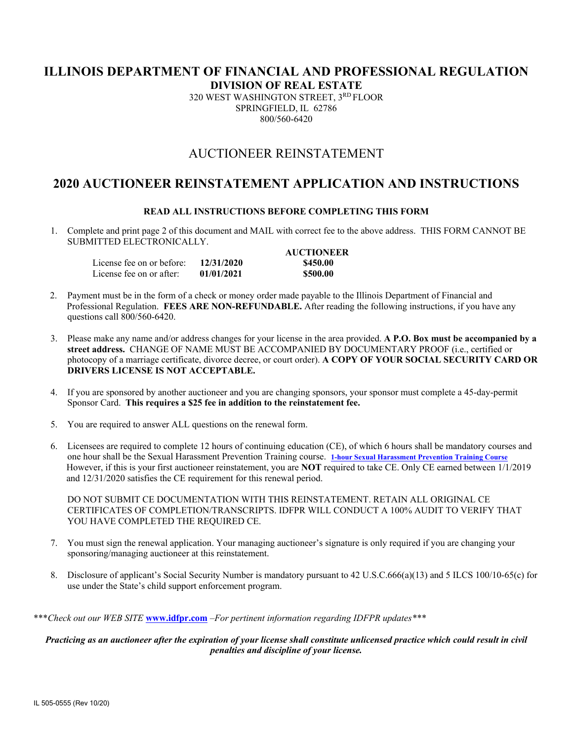# ILLINOIS DEPARTMENT OF FINANCIAL AND PROFESSIONAL REGULATION

## DIVISION OF REAL ESTATE

320 WEST WASHINGTON STREET, 3RD FLOOR
SPRINGFIELD, IL 62786
800/560-6420

## AUCTIONEER REINSTATEMENT

## 2020 AUCTIONEER REINSTATEMENT APPLICATION AND INSTRUCTIONS

**READ ALL INSTRUCTIONS BEFORE COMPLETING THIS FORM**

1. Complete and print page 2 of this document and MAIL with correct fee to the above address. THIS FORM CANNOT BE SUBMITTED ELECTRONICALLY.

| | | **AUCTIONEER** |
|---|---|---|
| License fee on or before: | **12/31/2020** | **$450.00** |
| License fee on or after: | **01/01/2021** | **$500.00** |

2. Payment must be in the form of a check or money order made payable to the Illinois Department of Financial and Professional Regulation. **FEES ARE NON-REFUNDABLE.** After reading the following instructions, if you have any questions call 800/560-6420.

3. Please make any name and/or address changes for your license in the area provided. **A P.O. Box must be accompanied by a street address.** CHANGE OF NAME MUST BE ACCOMPANIED BY DOCUMENTARY PROOF (i.e., certified or photocopy of a marriage certificate, divorce decree, or court order). **A COPY OF YOUR SOCIAL SECURITY CARD OR DRIVERS LICENSE IS NOT ACCEPTABLE.**

4. If you are sponsored by another auctioneer and you are changing sponsors, your sponsor must complete a 45-day-permit Sponsor Card. **This requires a $25 fee in addition to the reinstatement fee.**

5. You are required to answer ALL questions on the renewal form.

6. Licensees are required to complete 12 hours of continuing education (CE), of which 6 hours shall be mandatory courses and one hour shall be the Sexual Harassment Prevention Training course. **1-hour Sexual Harassment Prevention Training Course** However, if this is your first auctioneer reinstatement, you are **NOT** required to take CE. Only CE earned between 1/1/2019 and 12/31/2020 satisfies the CE requirement for this renewal period.

   DO NOT SUBMIT CE DOCUMENTATION WITH THIS REINSTATEMENT. RETAIN ALL ORIGINAL CE CERTIFICATES OF COMPLETION/TRANSCRIPTS. IDFPR WILL CONDUCT A 100% AUDIT TO VERIFY THAT YOU HAVE COMPLETED THE REQUIRED CE.

7. You must sign the renewal application. Your managing auctioneer's signature is only required if you are changing your sponsoring/managing auctioneer at this reinstatement.

8. Disclosure of applicant's Social Security Number is mandatory pursuant to 42 U.S.C.666(a)(13) and 5 ILCS 100/10-65(c) for use under the State's child support enforcement program.

****Check out our WEB SITE* **www.idfpr.com** *–For pertinent information regarding IDFPR updates****

***Practicing as an auctioneer after the expiration of your license shall constitute unlicensed practice which could result in civil penalties and discipline of your license.***

IL 505-0555 (Rev 10/20)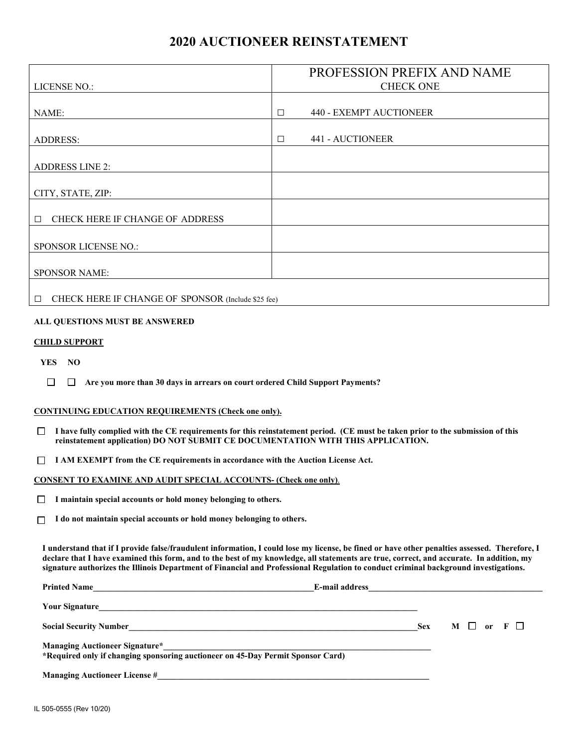# 2020 AUCTIONEER REINSTATEMENT

| LICENSE NO.: | PROFESSION PREFIX AND NAME<br>CHECK ONE |
|---|---|
| NAME: | ☐ 440 - EXEMPT AUCTIONEER |
| ADDRESS: | ☐ 441 - AUCTIONEER |
| ADDRESS LINE 2: | |
| CITY, STATE, ZIP: | |
| ☐ CHECK HERE IF CHANGE OF ADDRESS | |
| SPONSOR LICENSE NO.: | |
| SPONSOR NAME: | |
| ☐ CHECK HERE IF CHANGE OF SPONSOR (Include $25 fee) | |

**ALL QUESTIONS MUST BE ANSWERED**

**CHILD SUPPORT**

**YES NO**

☐ ☐ **Are you more than 30 days in arrears on court ordered Child Support Payments?**

**CONTINUING EDUCATION REQUIREMENTS (Check one only).**

☐ **I have fully complied with the CE requirements for this reinstatement period. (CE must be taken prior to the submission of this reinstatement application) DO NOT SUBMIT CE DOCUMENTATION WITH THIS APPLICATION.**

☐ **I AM EXEMPT from the CE requirements in accordance with the Auction License Act.**

**CONSENT TO EXAMINE AND AUDIT SPECIAL ACCOUNTS- (Check one only).**

☐ **I maintain special accounts or hold money belonging to others.**

☐ **I do not maintain special accounts or hold money belonging to others.**

**I understand that if I provide false/fraudulent information, I could lose my license, be fined or have other penalties assessed. Therefore, I declare that I have examined this form, and to the best of my knowledge, all statements are true, correct, and accurate. In addition, my signature authorizes the Illinois Department of Financial and Professional Regulation to conduct criminal background investigations.**

**Printed Name**\_\_\_\_\_\_\_\_\_\_\_\_\_\_\_\_\_\_\_\_\_\_\_\_\_\_\_\_\_\_\_\_ **E-mail address**\_\_\_\_\_\_\_\_\_\_\_\_\_\_\_\_\_\_\_\_\_\_\_\_\_\_\_\_

**Your Signature**\_\_\_\_\_\_\_\_\_\_\_\_\_\_\_\_\_\_\_\_\_\_\_\_\_\_\_\_\_\_\_\_\_\_\_\_\_\_\_\_\_\_\_\_

**Social Security Number**\_\_\_\_\_\_\_\_\_\_\_\_\_\_\_\_\_\_\_\_\_\_\_\_\_\_\_\_\_\_\_\_\_\_\_\_\_\_\_\_ **Sex M** ☐ **or F** ☐

**Managing Auctioneer Signature***\_\_\_\_\_\_\_\_\_\_\_\_\_\_\_\_\_\_\_\_\_\_\_\_\_\_\_\_\_\_\_\_\_\_\_\_\_\_
**\*Required only if changing sponsoring auctioneer on 45-Day Permit Sponsor Card)**

**Managing Auctioneer License #**\_\_\_\_\_\_\_\_\_\_\_\_\_\_\_\_\_\_\_\_\_\_\_\_\_\_\_\_\_\_\_\_\_\_\_\_\_\_

IL 505-0555 (Rev 10/20)